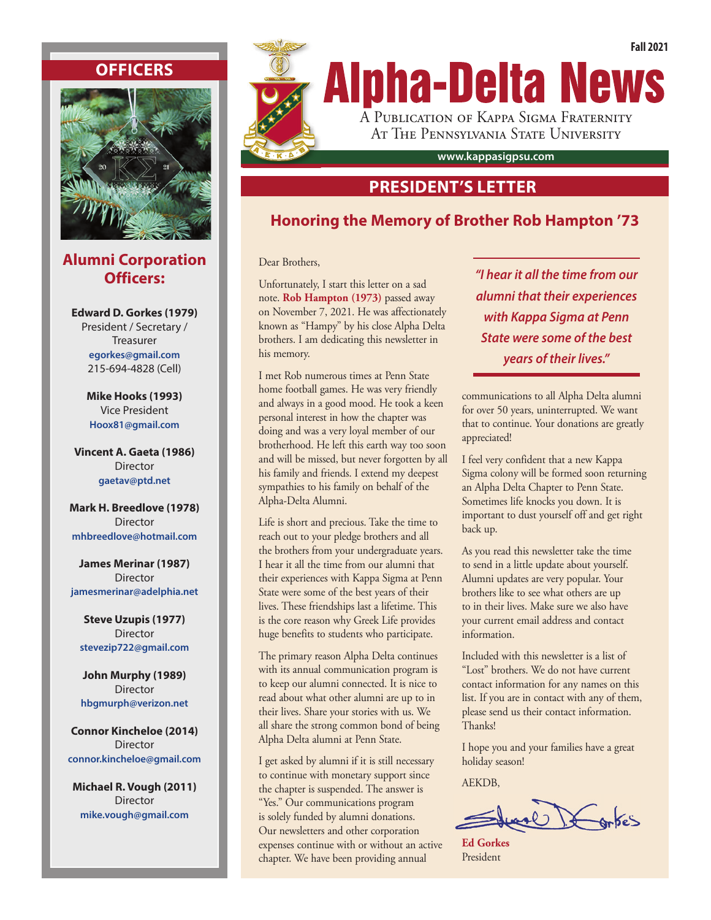Fall 2021

# Alpha-Delta News

A Publication of Kappa Sigma Fraternity At The Pennsylvania State University

www.kappasigpsu.com

## OFFICERS

### Alumni Corporation Officers:

**Edward D. Gorkes (1979)**
President / Secretary / Treasurer
egorkes@gmail.com
215-694-4828 (Cell)

**Mike Hooks (1993)**
Vice President
Hoox81@gmail.com

**Vincent A. Gaeta (1986)**
Director
gaetav@ptd.net

**Mark H. Breedlove (1978)**
Director
mhbreedlove@hotmail.com

**James Merinar (1987)**
Director
jamesmerinar@adelphia.net

**Steve Uzupis (1977)**
Director
stevezip722@gmail.com

**John Murphy (1989)**
Director
hbgmurph@verizon.net

**Connor Kincheloe (2014)**
Director
connor.kincheloe@gmail.com

**Michael R. Vough (2011)**
Director
mike.vough@gmail.com

## PRESIDENT'S LETTER

### Honoring the Memory of Brother Rob Hampton '73

Dear Brothers,

Unfortunately, I start this letter on a sad note. **Rob Hampton (1973)** passed away on November 7, 2021. He was affectionately known as "Hampy" by his close Alpha Delta brothers. I am dedicating this newsletter in his memory.

I met Rob numerous times at Penn State home football games. He was very friendly and always in a good mood. He took a keen personal interest in how the chapter was doing and was a very loyal member of our brotherhood. He left this earth way too soon and will be missed, but never forgotten by all his family and friends. I extend my deepest sympathies to his family on behalf of the Alpha-Delta Alumni.

Life is short and precious. Take the time to reach out to your pledge brothers and all the brothers from your undergraduate years. I hear it all the time from our alumni that their experiences with Kappa Sigma at Penn State were some of the best years of their lives. These friendships last a lifetime. This is the core reason why Greek Life provides huge benefits to students who participate.

The primary reason Alpha Delta continues with its annual communication program is to keep our alumni connected. It is nice to read about what other alumni are up to in their lives. Share your stories with us. We all share the strong common bond of being Alpha Delta alumni at Penn State.

I get asked by alumni if it is still necessary to continue with monetary support since the chapter is suspended. The answer is "Yes." Our communications program is solely funded by alumni donations. Our newsletters and other corporation expenses continue with or without an active chapter. We have been providing annual communications to all Alpha Delta alumni for over 50 years, uninterrupted. We want that to continue. Your donations are greatly appreciated!

*"I hear it all the time from our alumni that their experiences with Kappa Sigma at Penn State were some of the best years of their lives."*

I feel very confident that a new Kappa Sigma colony will be formed soon returning an Alpha Delta Chapter to Penn State. Sometimes life knocks you down. It is important to dust yourself off and get right back up.

As you read this newsletter take the time to send in a little update about yourself. Alumni updates are very popular. Your brothers like to see what others are up to in their lives. Make sure we also have your current email address and contact information.

Included with this newsletter is a list of "Lost" brothers. We do not have current contact information for any names on this list. If you are in contact with any of them, please send us their contact information. Thanks!

I hope you and your families have a great holiday season!

AEKDB,

**Ed Gorkes**
President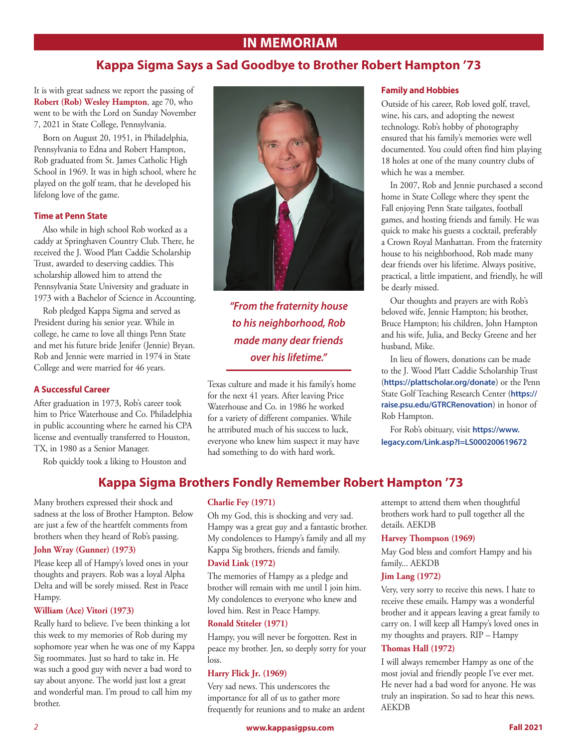# IN MEMORIAM

## Kappa Sigma Says a Sad Goodbye to Brother Robert Hampton '73

It is with great sadness we report the passing of **Robert (Rob) Wesley Hampton**, age 70, who went to be with the Lord on Sunday November 7, 2021 in State College, Pennsylvania.

Born on August 20, 1951, in Philadelphia, Pennsylvania to Edna and Robert Hampton, Rob graduated from St. James Catholic High School in 1969. It was in high school, where he played on the golf team, that he developed his lifelong love of the game.

### Time at Penn State

Also while in high school Rob worked as a caddy at Springhaven Country Club. There, he received the J. Wood Platt Caddie Scholarship Trust, awarded to deserving caddies. This scholarship allowed him to attend the Pennsylvania State University and graduate in 1973 with a Bachelor of Science in Accounting.

Rob pledged Kappa Sigma and served as President during his senior year. While in college, he came to love all things Penn State and met his future bride Jenifer (Jennie) Bryan. Rob and Jennie were married in 1974 in State College and were married for 46 years.

### A Successful Career

After graduation in 1973, Rob's career took him to Price Waterhouse and Co. Philadelphia in public accounting where he earned his CPA license and eventually transferred to Houston, TX, in 1980 as a Senior Manager.

Rob quickly took a liking to Houston and Texas culture and made it his family's home for the next 41 years. After leaving Price Waterhouse and Co. in 1986 he worked for a variety of different companies. While he attributed much of his success to luck, everyone who knew him suspect it may have had something to do with hard work.

*"From the fraternity house to his neighborhood, Rob made many dear friends over his lifetime."*

### Family and Hobbies

Outside of his career, Rob loved golf, travel, wine, his cars, and adopting the newest technology. Rob's hobby of photography ensured that his family's memories were well documented. You could often find him playing 18 holes at one of the many country clubs of which he was a member.

In 2007, Rob and Jennie purchased a second home in State College where they spent the Fall enjoying Penn State tailgates, football games, and hosting friends and family. He was quick to make his guests a cocktail, preferably a Crown Royal Manhattan. From the fraternity house to his neighborhood, Rob made many dear friends over his lifetime. Always positive, practical, a little impatient, and friendly, he will be dearly missed.

Our thoughts and prayers are with Rob's beloved wife, Jennie Hampton; his brother, Bruce Hampton; his children, John Hampton and his wife, Julia, and Becky Greene and her husband, Mike.

In lieu of flowers, donations can be made to the J. Wood Platt Caddie Scholarship Trust (**https://plattscholar.org/donate**) or the Penn State Golf Teaching Research Center (**https://raise.psu.edu/GTRCRenovation**) in honor of Rob Hampton.

For Rob's obituary, visit **https://www.legacy.com/Link.asp?I=LS000200619672**

## Kappa Sigma Brothers Fondly Remember Robert Hampton '73

Many brothers expressed their shock and sadness at the loss of Brother Hampton. Below are just a few of the heartfelt comments from brothers when they heard of Rob's passing.

**John Wray (Gunner) (1973)**

Please keep all of Hampy's loved ones in your thoughts and prayers. Rob was a loyal Alpha Delta and will be sorely missed. Rest in Peace Hampy.

**William (Ace) Vitori (1973)**

Really hard to believe. I've been thinking a lot this week to my memories of Rob during my sophomore year when he was one of my Kappa Sig roommates. Just so hard to take in. He was such a good guy with never a bad word to say about anyone. The world just lost a great and wonderful man. I'm proud to call him my brother.

**Charlie Fey (1971)**

Oh my God, this is shocking and very sad. Hampy was a great guy and a fantastic brother. My condolences to Hampy's family and all my Kappa Sig brothers, friends and family.

**David Link (1972)**

The memories of Hampy as a pledge and brother will remain with me until I join him. My condolences to everyone who knew and loved him. Rest in Peace Hampy.

**Ronald Stiteler (1971)**

Hampy, you will never be forgotten. Rest in peace my brother. Jen, so deeply sorry for your loss.

**Harry Flick Jr. (1969)**

Very sad news. This underscores the importance for all of us to gather more frequently for reunions and to make an ardent attempt to attend them when thoughtful brothers work hard to pull together all the details. AEKDB

**Harvey Thompson (1969)**

May God bless and comfort Hampy and his family... AEKDB

**Jim Lang (1972)**

Very, very sorry to receive this news. I hate to receive these emails. Hampy was a wonderful brother and it appears leaving a great family to carry on. I will keep all Hampy's loved ones in my thoughts and prayers. RIP – Hampy

**Thomas Hall (1972)**

I will always remember Hampy as one of the most jovial and friendly people I've ever met. He never had a bad word for anyone. He was truly an inspiration. So sad to hear this news. AEKDB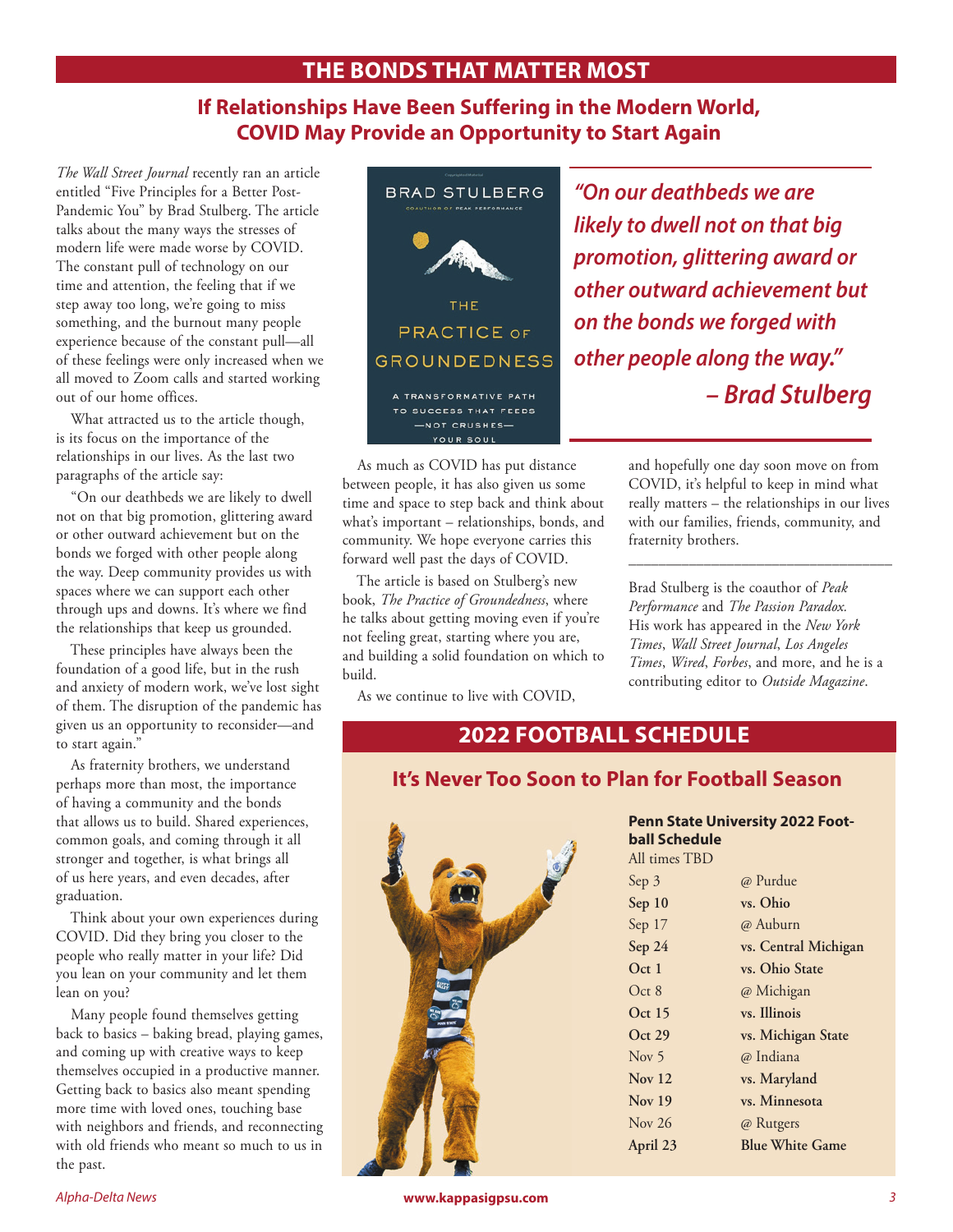## THE BONDS THAT MATTER MOST

### If Relationships Have Been Suffering in the Modern World, COVID May Provide an Opportunity to Start Again

*The Wall Street Journal* recently ran an article entitled "Five Principles for a Better Post-Pandemic You" by Brad Stulberg. The article talks about the many ways the stresses of modern life were made worse by COVID. The constant pull of technology on our time and attention, the feeling that if we step away too long, we're going to miss something, and the burnout many people experience because of the constant pull—all of these feelings were only increased when we all moved to Zoom calls and started working out of our home offices.

What attracted us to the article though, is its focus on the importance of the relationships in our lives. As the last two paragraphs of the article say:

"On our deathbeds we are likely to dwell not on that big promotion, glittering award or other outward achievement but on the bonds we forged with other people along the way. Deep community provides us with spaces where we can support each other through ups and downs. It's where we find the relationships that keep us grounded.

These principles have always been the foundation of a good life, but in the rush and anxiety of modern work, we've lost sight of them. The disruption of the pandemic has given us an opportunity to reconsider—and to start again."

As fraternity brothers, we understand perhaps more than most, the importance of having a community and the bonds that allows us to build. Shared experiences, common goals, and coming through it all stronger and together, is what brings all of us here years, and even decades, after graduation.

Think about your own experiences during COVID. Did they bring you closer to the people who really matter in your life? Did you lean on your community and let them lean on you?

Many people found themselves getting back to basics – baking bread, playing games, and coming up with creative ways to keep themselves occupied in a productive manner. Getting back to basics also meant spending more time with loved ones, touching base with neighbors and friends, and reconnecting with old friends who meant so much to us in the past.

BRAD STULBERG
COAUTHOR OF PEAK PERFORMANCE
THE PRACTICE OF GROUNDEDNESS
A TRANSFORMATIVE PATH TO SUCCESS THAT FEEDS —NOT CRUSHES— YOUR SOUL

***"On our deathbeds we are likely to dwell not on that big promotion, glittering award or other outward achievement but on the bonds we forged with other people along the way."***
***– Brad Stulberg***

As much as COVID has put distance between people, it has also given us some time and space to step back and think about what's important – relationships, bonds, and community. We hope everyone carries this forward well past the days of COVID.

The article is based on Stulberg's new book, *The Practice of Groundedness*, where he talks about getting moving even if you're not feeling great, starting where you are, and building a solid foundation on which to build.

As we continue to live with COVID, and hopefully one day soon move on from COVID, it's helpful to keep in mind what really matters – the relationships in our lives with our families, friends, community, and fraternity brothers.

---

Brad Stulberg is the coauthor of *Peak Performance* and *The Passion Paradox.* His work has appeared in the *New York Times*, *Wall Street Journal*, *Los Angeles Times*, *Wired*, *Forbes*, and more, and he is a contributing editor to *Outside Magazine*.

## 2022 FOOTBALL SCHEDULE

### It's Never Too Soon to Plan for Football Season

**Penn State University 2022 Football Schedule**
All times TBD

| | |
|---|---|
| Sep 3 | @ Purdue |
| **Sep 10** | **vs. Ohio** |
| Sep 17 | @ Auburn |
| **Sep 24** | **vs. Central Michigan** |
| **Oct 1** | **vs. Ohio State** |
| Oct 8 | @ Michigan |
| **Oct 15** | **vs. Illinois** |
| **Oct 29** | **vs. Michigan State** |
| Nov 5 | @ Indiana |
| **Nov 12** | **vs. Maryland** |
| **Nov 19** | **vs. Minnesota** |
| Nov 26 | @ Rutgers |
| **April 23** | **Blue White Game** |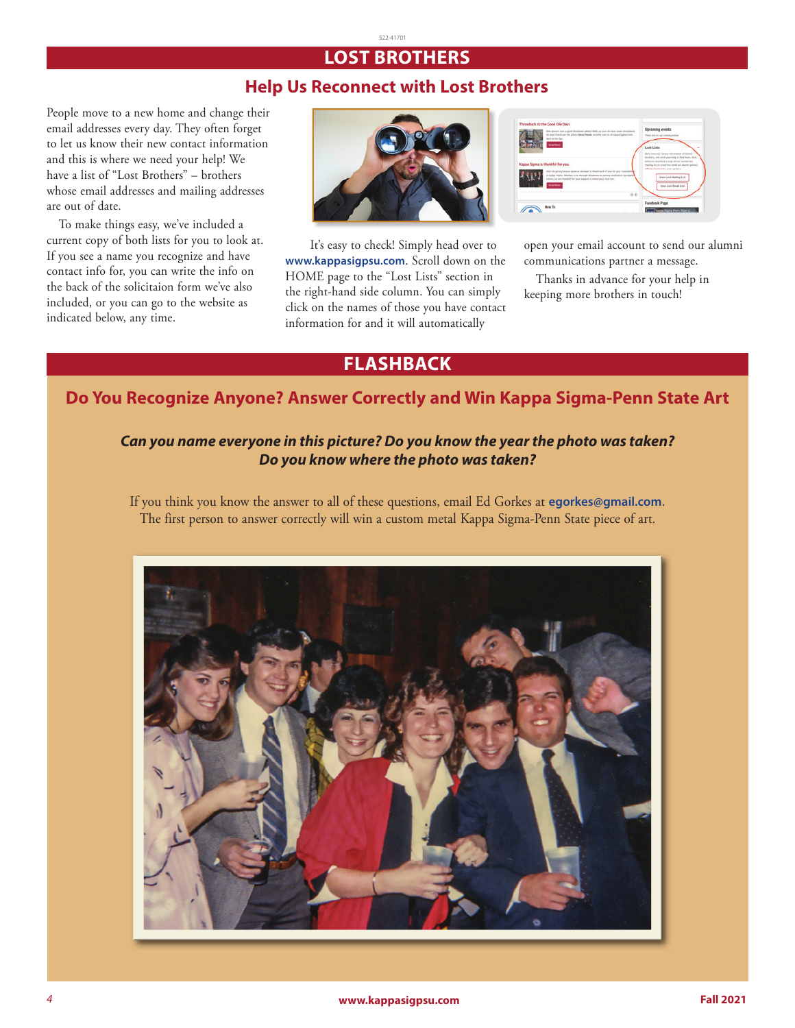## LOST BROTHERS

### Help Us Reconnect with Lost Brothers

People move to a new home and change their email addresses every day. They often forget to let us know their new contact information and this is where we need your help! We have a list of "Lost Brothers" – brothers whose email addresses and mailing addresses are out of date.

To make things easy, we've included a current copy of both lists for you to look at. If you see a name you recognize and have contact info for, you can write the info on the back of the solicitaion form we've also included, or you can go to the website as indicated below, any time.

It's easy to check! Simply head over to **www.kappasigpsu.com**. Scroll down on the HOME page to the "Lost Lists" section in the right-hand side column. You can simply click on the names of those you have contact information for and it will automatically open your email account to send our alumni communications partner a message.

Thanks in advance for your help in keeping more brothers in touch!

## FLASHBACK

### Do You Recognize Anyone? Answer Correctly and Win Kappa Sigma-Penn State Art

***Can you name everyone in this picture? Do you know the year the photo was taken? Do you know where the photo was taken?***

If you think you know the answer to all of these questions, email Ed Gorkes at **egorkes@gmail.com**. The first person to answer correctly will win a custom metal Kappa Sigma-Penn State piece of art.